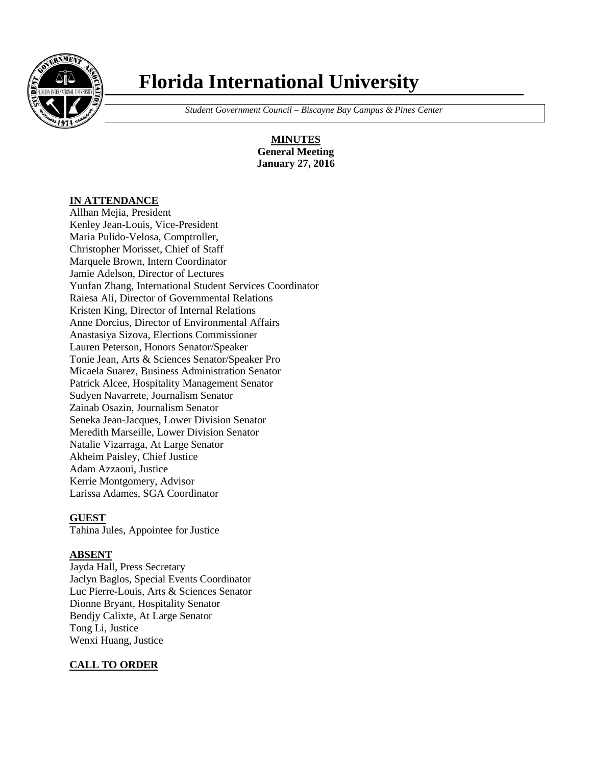# Florida International University

*Student Government Council – Biscayne Bay Campus & Pines Center*

**MINUTES**
**General Meeting**
**January 27, 2016**

## IN ATTENDANCE

Allhan Mejia, President
Kenley Jean-Louis, Vice-President
Maria Pulido-Velosa, Comptroller,
Christopher Morisset, Chief of Staff
Marquele Brown, Intern Coordinator
Jamie Adelson, Director of Lectures
Yunfan Zhang, International Student Services Coordinator
Raiesa Ali, Director of Governmental Relations
Kristen King, Director of Internal Relations
Anne Dorcius, Director of Environmental Affairs
Anastasiya Sizova, Elections Commissioner
Lauren Peterson, Honors Senator/Speaker
Tonie Jean, Arts & Sciences Senator/Speaker Pro
Micaela Suarez, Business Administration Senator
Patrick Alcee, Hospitality Management Senator
Sudyen Navarrete, Journalism Senator
Zainab Osazin, Journalism Senator
Seneka Jean-Jacques, Lower Division Senator
Meredith Marseille, Lower Division Senator
Natalie Vizarraga, At Large Senator
Akheim Paisley, Chief Justice
Adam Azzaoui, Justice
Kerrie Montgomery, Advisor
Larissa Adames, SGA Coordinator

## GUEST

Tahina Jules, Appointee for Justice

## ABSENT

Jayda Hall, Press Secretary
Jaclyn Baglos, Special Events Coordinator
Luc Pierre-Louis, Arts & Sciences Senator
Dionne Bryant, Hospitality Senator
Bendjy Calixte, At Large Senator
Tong Li, Justice
Wenxi Huang, Justice

## CALL TO ORDER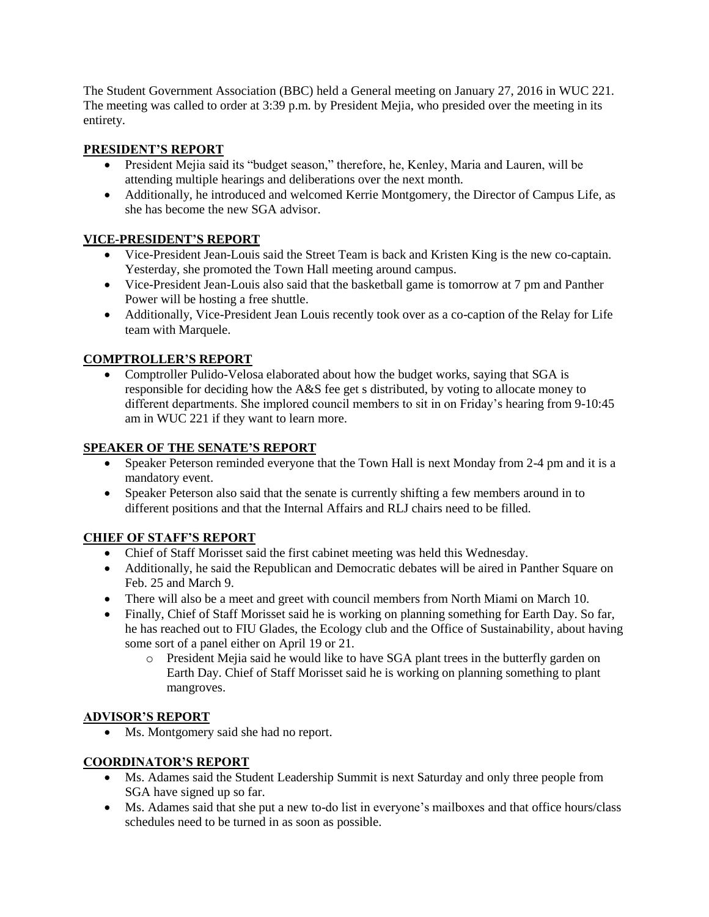The Student Government Association (BBC) held a General meeting on January 27, 2016 in WUC 221. The meeting was called to order at 3:39 p.m. by President Mejia, who presided over the meeting in its entirety.

## PRESIDENT'S REPORT

- President Mejia said its "budget season," therefore, he, Kenley, Maria and Lauren, will be attending multiple hearings and deliberations over the next month.
- Additionally, he introduced and welcomed Kerrie Montgomery, the Director of Campus Life, as she has become the new SGA advisor.

## VICE-PRESIDENT'S REPORT

- Vice-President Jean-Louis said the Street Team is back and Kristen King is the new co-captain. Yesterday, she promoted the Town Hall meeting around campus.
- Vice-President Jean-Louis also said that the basketball game is tomorrow at 7 pm and Panther Power will be hosting a free shuttle.
- Additionally, Vice-President Jean Louis recently took over as a co-caption of the Relay for Life team with Marquele.

## COMPTROLLER'S REPORT

- Comptroller Pulido-Velosa elaborated about how the budget works, saying that SGA is responsible for deciding how the A&S fee get s distributed, by voting to allocate money to different departments. She implored council members to sit in on Friday's hearing from 9-10:45 am in WUC 221 if they want to learn more.

## SPEAKER OF THE SENATE'S REPORT

- Speaker Peterson reminded everyone that the Town Hall is next Monday from 2-4 pm and it is a mandatory event.
- Speaker Peterson also said that the senate is currently shifting a few members around in to different positions and that the Internal Affairs and RLJ chairs need to be filled.

## CHIEF OF STAFF'S REPORT

- Chief of Staff Morisset said the first cabinet meeting was held this Wednesday.
- Additionally, he said the Republican and Democratic debates will be aired in Panther Square on Feb. 25 and March 9.
- There will also be a meet and greet with council members from North Miami on March 10.
- Finally, Chief of Staff Morisset said he is working on planning something for Earth Day. So far, he has reached out to FIU Glades, the Ecology club and the Office of Sustainability, about having some sort of a panel either on April 19 or 21.
    - President Mejia said he would like to have SGA plant trees in the butterfly garden on Earth Day. Chief of Staff Morisset said he is working on planning something to plant mangroves.

## ADVISOR'S REPORT

- Ms. Montgomery said she had no report.

## COORDINATOR'S REPORT

- Ms. Adames said the Student Leadership Summit is next Saturday and only three people from SGA have signed up so far.
- Ms. Adames said that she put a new to-do list in everyone's mailboxes and that office hours/class schedules need to be turned in as soon as possible.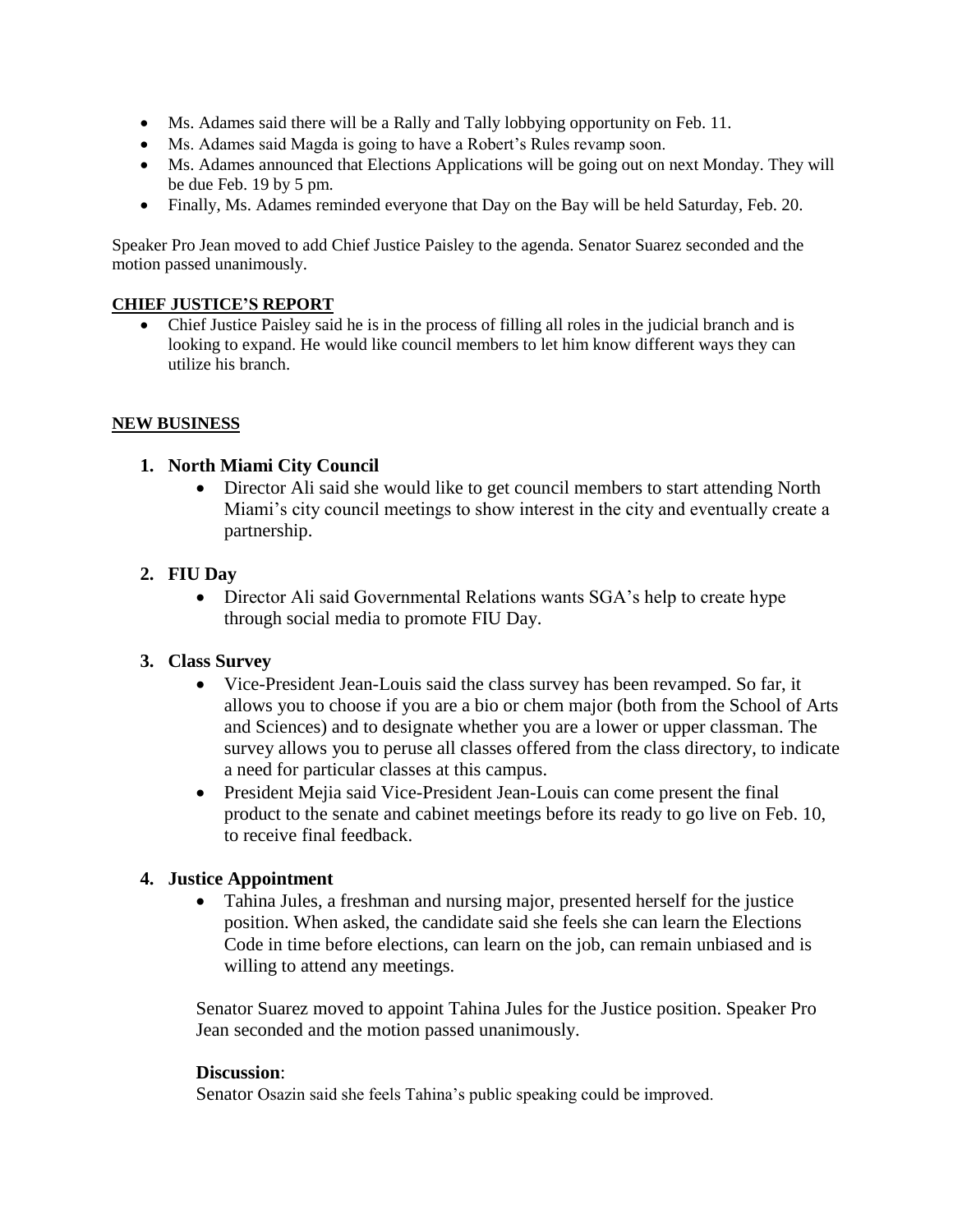- Ms. Adames said there will be a Rally and Tally lobbying opportunity on Feb. 11.
- Ms. Adames said Magda is going to have a Robert's Rules revamp soon.
- Ms. Adames announced that Elections Applications will be going out on next Monday. They will be due Feb. 19 by 5 pm.
- Finally, Ms. Adames reminded everyone that Day on the Bay will be held Saturday, Feb. 20.

Speaker Pro Jean moved to add Chief Justice Paisley to the agenda. Senator Suarez seconded and the motion passed unanimously.

## CHIEF JUSTICE'S REPORT

- Chief Justice Paisley said he is in the process of filling all roles in the judicial branch and is looking to expand. He would like council members to let him know different ways they can utilize his branch.

## NEW BUSINESS

### 1. North Miami City Council

- Director Ali said she would like to get council members to start attending North Miami's city council meetings to show interest in the city and eventually create a partnership.

### 2. FIU Day

- Director Ali said Governmental Relations wants SGA's help to create hype through social media to promote FIU Day.

### 3. Class Survey

- Vice-President Jean-Louis said the class survey has been revamped. So far, it allows you to choose if you are a bio or chem major (both from the School of Arts and Sciences) and to designate whether you are a lower or upper classman. The survey allows you to peruse all classes offered from the class directory, to indicate a need for particular classes at this campus.
- President Mejia said Vice-President Jean-Louis can come present the final product to the senate and cabinet meetings before its ready to go live on Feb. 10, to receive final feedback.

### 4. Justice Appointment

- Tahina Jules, a freshman and nursing major, presented herself for the justice position. When asked, the candidate said she feels she can learn the Elections Code in time before elections, can learn on the job, can remain unbiased and is willing to attend any meetings.

Senator Suarez moved to appoint Tahina Jules for the Justice position. Speaker Pro Jean seconded and the motion passed unanimously.

**Discussion**:

Senator Osazin said she feels Tahina's public speaking could be improved.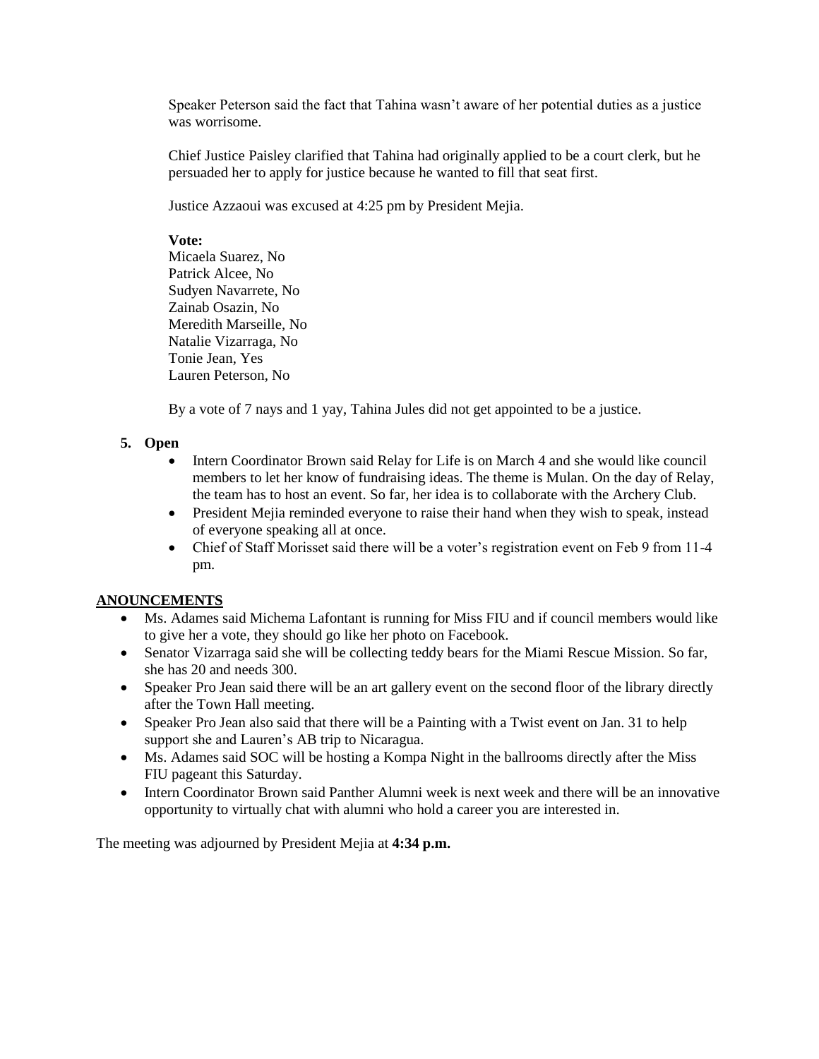Speaker Peterson said the fact that Tahina wasn't aware of her potential duties as a justice was worrisome.

Chief Justice Paisley clarified that Tahina had originally applied to be a court clerk, but he persuaded her to apply for justice because he wanted to fill that seat first.

Justice Azzaoui was excused at 4:25 pm by President Mejia.

**Vote:**
Micaela Suarez, No
Patrick Alcee, No
Sudyen Navarrete, No
Zainab Osazin, No
Meredith Marseille, No
Natalie Vizarraga, No
Tonie Jean, Yes
Lauren Peterson, No

By a vote of 7 nays and 1 yay, Tahina Jules did not get appointed to be a justice.

**5. Open**

- Intern Coordinator Brown said Relay for Life is on March 4 and she would like council members to let her know of fundraising ideas. The theme is Mulan. On the day of Relay, the team has to host an event. So far, her idea is to collaborate with the Archery Club.
- President Mejia reminded everyone to raise their hand when they wish to speak, instead of everyone speaking all at once.
- Chief of Staff Morisset said there will be a voter's registration event on Feb 9 from 11-4 pm.

**ANOUNCEMENTS**

- Ms. Adames said Michema Lafontant is running for Miss FIU and if council members would like to give her a vote, they should go like her photo on Facebook.
- Senator Vizarraga said she will be collecting teddy bears for the Miami Rescue Mission. So far, she has 20 and needs 300.
- Speaker Pro Jean said there will be an art gallery event on the second floor of the library directly after the Town Hall meeting.
- Speaker Pro Jean also said that there will be a Painting with a Twist event on Jan. 31 to help support she and Lauren's AB trip to Nicaragua.
- Ms. Adames said SOC will be hosting a Kompa Night in the ballrooms directly after the Miss FIU pageant this Saturday.
- Intern Coordinator Brown said Panther Alumni week is next week and there will be an innovative opportunity to virtually chat with alumni who hold a career you are interested in.

The meeting was adjourned by President Mejia at **4:34 p.m.**